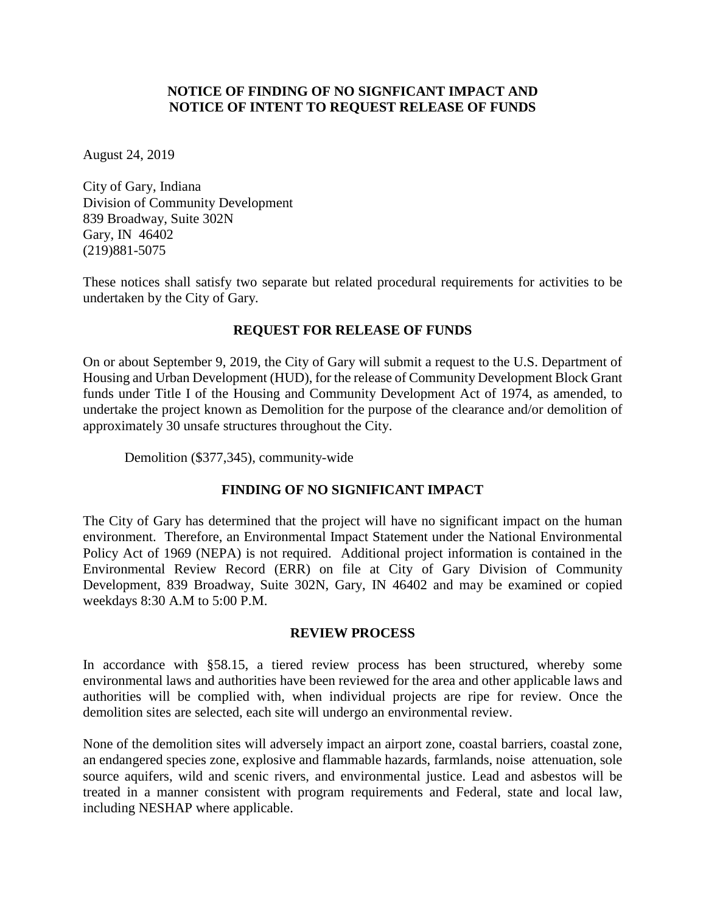**NOTICE OF FINDING OF NO SIGNFICANT IMPACT AND**
**NOTICE OF INTENT TO REQUEST RELEASE OF FUNDS**

August 24, 2019

City of Gary, Indiana
Division of Community Development
839 Broadway, Suite 302N
Gary, IN 46402
(219)881-5075

These notices shall satisfy two separate but related procedural requirements for activities to be undertaken by the City of Gary.

## REQUEST FOR RELEASE OF FUNDS

On or about September 9, 2019, the City of Gary will submit a request to the U.S. Department of Housing and Urban Development (HUD), for the release of Community Development Block Grant funds under Title I of the Housing and Community Development Act of 1974, as amended, to undertake the project known as Demolition for the purpose of the clearance and/or demolition of approximately 30 unsafe structures throughout the City.

Demolition ($377,345), community-wide

## FINDING OF NO SIGNIFICANT IMPACT

The City of Gary has determined that the project will have no significant impact on the human environment. Therefore, an Environmental Impact Statement under the National Environmental Policy Act of 1969 (NEPA) is not required. Additional project information is contained in the Environmental Review Record (ERR) on file at City of Gary Division of Community Development, 839 Broadway, Suite 302N, Gary, IN 46402 and may be examined or copied weekdays 8:30 A.M to 5:00 P.M.

## REVIEW PROCESS

In accordance with §58.15, a tiered review process has been structured, whereby some environmental laws and authorities have been reviewed for the area and other applicable laws and authorities will be complied with, when individual projects are ripe for review. Once the demolition sites are selected, each site will undergo an environmental review.

None of the demolition sites will adversely impact an airport zone, coastal barriers, coastal zone, an endangered species zone, explosive and flammable hazards, farmlands, noise attenuation, sole source aquifers, wild and scenic rivers, and environmental justice. Lead and asbestos will be treated in a manner consistent with program requirements and Federal, state and local law, including NESHAP where applicable.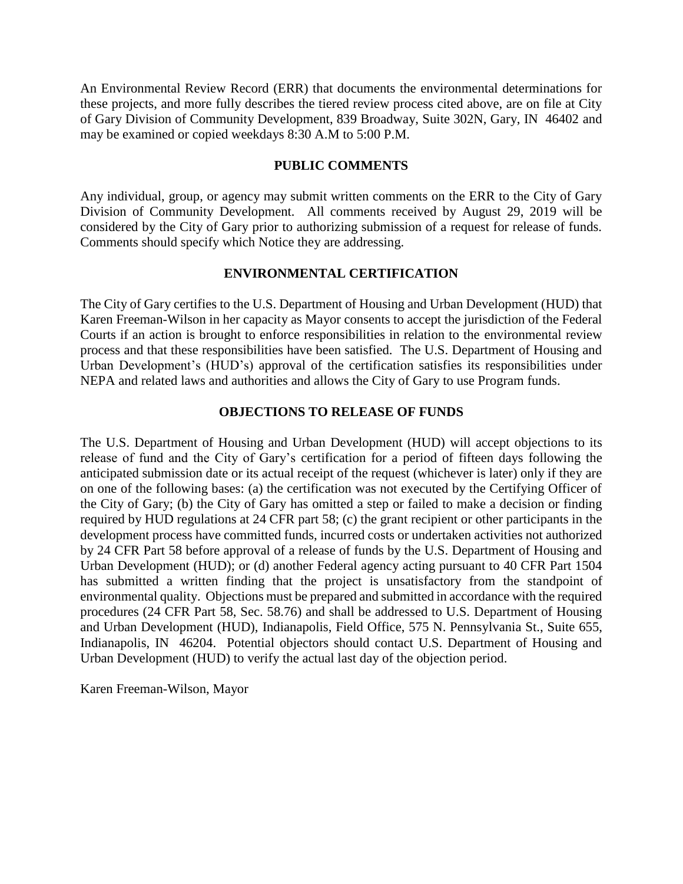An Environmental Review Record (ERR) that documents the environmental determinations for these projects, and more fully describes the tiered review process cited above, are on file at City of Gary Division of Community Development, 839 Broadway, Suite 302N, Gary, IN 46402 and may be examined or copied weekdays 8:30 A.M to 5:00 P.M.

## PUBLIC COMMENTS

Any individual, group, or agency may submit written comments on the ERR to the City of Gary Division of Community Development. All comments received by August 29, 2019 will be considered by the City of Gary prior to authorizing submission of a request for release of funds. Comments should specify which Notice they are addressing.

## ENVIRONMENTAL CERTIFICATION

The City of Gary certifies to the U.S. Department of Housing and Urban Development (HUD) that Karen Freeman-Wilson in her capacity as Mayor consents to accept the jurisdiction of the Federal Courts if an action is brought to enforce responsibilities in relation to the environmental review process and that these responsibilities have been satisfied. The U.S. Department of Housing and Urban Development's (HUD's) approval of the certification satisfies its responsibilities under NEPA and related laws and authorities and allows the City of Gary to use Program funds.

## OBJECTIONS TO RELEASE OF FUNDS

The U.S. Department of Housing and Urban Development (HUD) will accept objections to its release of fund and the City of Gary's certification for a period of fifteen days following the anticipated submission date or its actual receipt of the request (whichever is later) only if they are on one of the following bases: (a) the certification was not executed by the Certifying Officer of the City of Gary; (b) the City of Gary has omitted a step or failed to make a decision or finding required by HUD regulations at 24 CFR part 58; (c) the grant recipient or other participants in the development process have committed funds, incurred costs or undertaken activities not authorized by 24 CFR Part 58 before approval of a release of funds by the U.S. Department of Housing and Urban Development (HUD); or (d) another Federal agency acting pursuant to 40 CFR Part 1504 has submitted a written finding that the project is unsatisfactory from the standpoint of environmental quality. Objections must be prepared and submitted in accordance with the required procedures (24 CFR Part 58, Sec. 58.76) and shall be addressed to U.S. Department of Housing and Urban Development (HUD), Indianapolis, Field Office, 575 N. Pennsylvania St., Suite 655, Indianapolis, IN 46204. Potential objectors should contact U.S. Department of Housing and Urban Development (HUD) to verify the actual last day of the objection period.

Karen Freeman-Wilson, Mayor